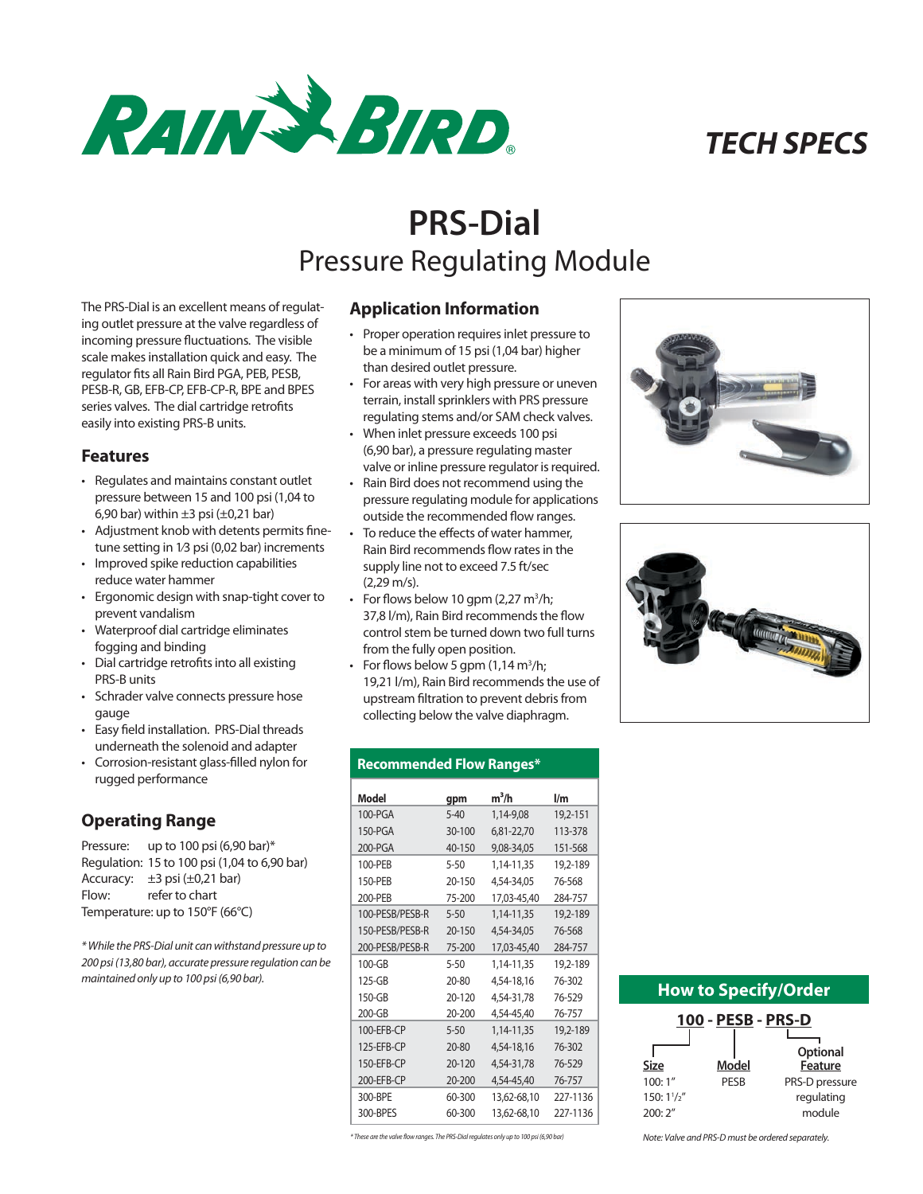# TECH SPECS

# PRS-Dial

## Pressure Regulating Module

The PRS-Dial is an excellent means of regulating outlet pressure at the valve regardless of incoming pressure fluctuations. The visible scale makes installation quick and easy. The regulator fits all Rain Bird PGA, PEB, PESB, PESB-R, GB, EFB-CP, EFB-CP-R, BPE and BPES series valves. The dial cartridge retrofits easily into existing PRS-B units.

### Features

- Regulates and maintains constant outlet pressure between 15 and 100 psi (1,04 to 6,90 bar) within ±3 psi (±0,21 bar)
- Adjustment knob with detents permits fine-tune setting in 1⁄3 psi (0,02 bar) increments
- Improved spike reduction capabilities reduce water hammer
- Ergonomic design with snap-tight cover to prevent vandalism
- Waterproof dial cartridge eliminates fogging and binding
- Dial cartridge retrofits into all existing PRS-B units
- Schrader valve connects pressure hose gauge
- Easy field installation. PRS-Dial threads underneath the solenoid and adapter
- Corrosion-resistant glass-filled nylon for rugged performance

### Operating Range

Pressure: up to 100 psi (6,90 bar)*
Regulation: 15 to 100 psi (1,04 to 6,90 bar)
Accuracy: ±3 psi (±0,21 bar)
Flow: refer to chart
Temperature: up to 150°F (66°C)

*\* While the PRS-Dial unit can withstand pressure up to 200 psi (13,80 bar), accurate pressure regulation can be maintained only up to 100 psi (6,90 bar).*

### Application Information

- Proper operation requires inlet pressure to be a minimum of 15 psi (1,04 bar) higher than desired outlet pressure.
- For areas with very high pressure or uneven terrain, install sprinklers with PRS pressure regulating stems and/or SAM check valves.
- When inlet pressure exceeds 100 psi (6,90 bar), a pressure regulating master valve or inline pressure regulator is required.
- Rain Bird does not recommend using the pressure regulating module for applications outside the recommended flow ranges.
- To reduce the effects of water hammer, Rain Bird recommends flow rates in the supply line not to exceed 7.5 ft/sec (2,29 m/s).
- For flows below 10 gpm (2,27 $m^3$/h; 37,8 l/m), Rain Bird recommends the flow control stem be turned down two full turns from the fully open position.
- For flows below 5 gpm (1,14 $m^3$/h; 19,21 l/m), Rain Bird recommends the use of upstream filtration to prevent debris from collecting below the valve diaphragm.

### Recommended Flow Ranges*

| Model | gpm | $m^3$/h | l/m |
|---|---|---|---|
| 100-PGA | 5-40 | 1,14-9,08 | 19,2-151 |
| 150-PGA | 30-100 | 6,81-22,70 | 113-378 |
| 200-PGA | 40-150 | 9,08-34,05 | 151-568 |
| 100-PEB | 5-50 | 1,14-11,35 | 19,2-189 |
| 150-PEB | 20-150 | 4,54-34,05 | 76-568 |
| 200-PEB | 75-200 | 17,03-45,40 | 284-757 |
| 100-PESB/PESB-R | 5-50 | 1,14-11,35 | 19,2-189 |
| 150-PESB/PESB-R | 20-150 | 4,54-34,05 | 76-568 |
| 200-PESB/PESB-R | 75-200 | 17,03-45,40 | 284-757 |
| 100-GB | 5-50 | 1,14-11,35 | 19,2-189 |
| 125-GB | 20-80 | 4,54-18,16 | 76-302 |
| 150-GB | 20-120 | 4,54-31,78 | 76-529 |
| 200-GB | 20-200 | 4,54-45,40 | 76-757 |
| 100-EFB-CP | 5-50 | 1,14-11,35 | 19,2-189 |
| 125-EFB-CP | 20-80 | 4,54-18,16 | 76-302 |
| 150-EFB-CP | 20-120 | 4,54-31,78 | 76-529 |
| 200-EFB-CP | 20-200 | 4,54-45,40 | 76-757 |
| 300-BPE | 60-300 | 13,62-68,10 | 227-1136 |
| 300-BPES | 60-300 | 13,62-68,10 | 227-1136 |

*\* These are the valve flow ranges. The PRS-Dial regulates only up to 100 psi (6,90 bar)*

### How to Specify/Order

**100 - PESB - PRS-D**

| Size | Model | Optional Feature |
|---|---|---|
| 100: 1" | PESB | PRS-D pressure regulating module |
| 150: 1½" | | |
| 200: 2" | | |

*Note: Valve and PRS-D must be ordered separately.*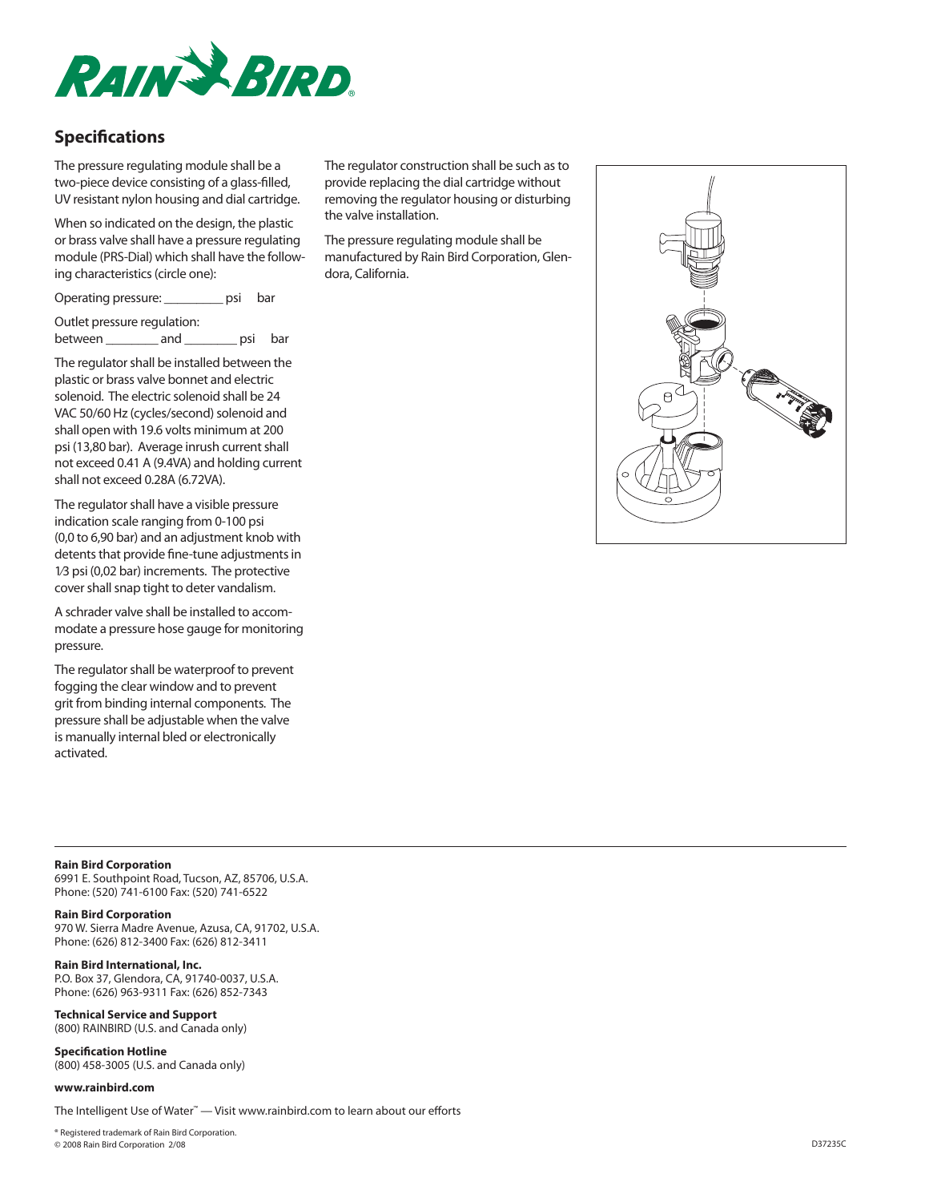## Specifications

The pressure regulating module shall be a two-piece device consisting of a glass-filled, UV resistant nylon housing and dial cartridge.

When so indicated on the design, the plastic or brass valve shall have a pressure regulating module (PRS-Dial) which shall have the following characteristics (circle one):

Operating pressure: _________ psi bar

Outlet pressure regulation:
between ________ and ________ psi bar

The regulator shall be installed between the plastic or brass valve bonnet and electric solenoid. The electric solenoid shall be 24 VAC 50/60 Hz (cycles/second) solenoid and shall open with 19.6 volts minimum at 200 psi (13,80 bar). Average inrush current shall not exceed 0.41 A (9.4VA) and holding current shall not exceed 0.28A (6.72VA).

The regulator shall have a visible pressure indication scale ranging from 0-100 psi (0,0 to 6,90 bar) and an adjustment knob with detents that provide fine-tune adjustments in 1⁄3 psi (0,02 bar) increments. The protective cover shall snap tight to deter vandalism.

A schrader valve shall be installed to accommodate a pressure hose gauge for monitoring pressure.

The regulator shall be waterproof to prevent fogging the clear window and to prevent grit from binding internal components. The pressure shall be adjustable when the valve is manually internal bled or electronically activated.

The regulator construction shall be such as to provide replacing the dial cartridge without removing the regulator housing or disturbing the valve installation.

The pressure regulating module shall be manufactured by Rain Bird Corporation, Glendora, California.

**Rain Bird Corporation**
6991 E. Southpoint Road, Tucson, AZ, 85706, U.S.A.
Phone: (520) 741-6100 Fax: (520) 741-6522

**Rain Bird Corporation**
970 W. Sierra Madre Avenue, Azusa, CA, 91702, U.S.A.
Phone: (626) 812-3400 Fax: (626) 812-3411

**Rain Bird International, Inc.**
P.O. Box 37, Glendora, CA, 91740-0037, U.S.A.
Phone: (626) 963-9311 Fax: (626) 852-7343

**Technical Service and Support**
(800) RAINBIRD (U.S. and Canada only)

**Specification Hotline**
(800) 458-3005 (U.S. and Canada only)

**www.rainbird.com**

The Intelligent Use of Water™ — Visit www.rainbird.com to learn about our efforts

® Registered trademark of Rain Bird Corporation.
© 2008 Rain Bird Corporation 2/08

D37235C